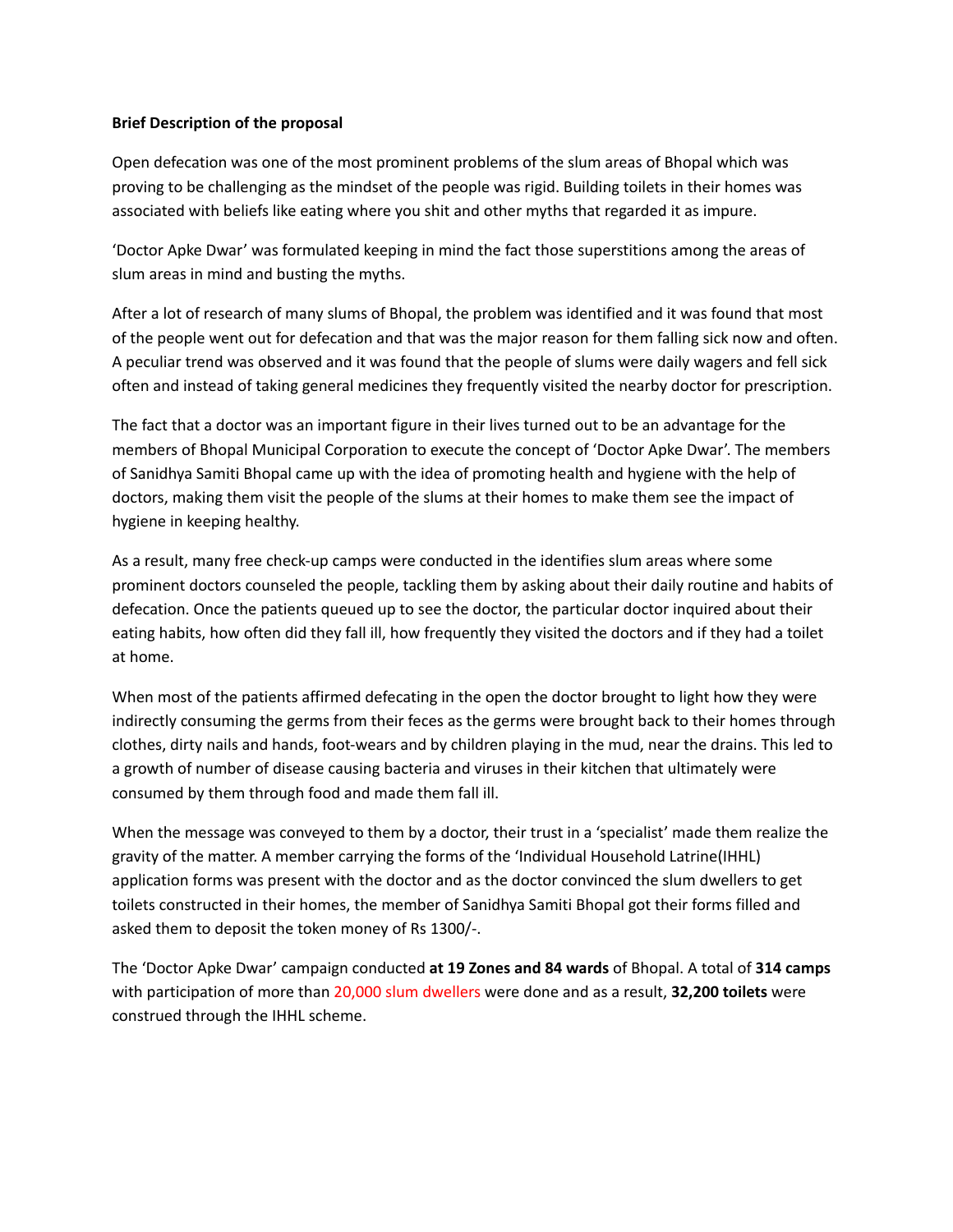**Brief Description of the proposal**

Open defecation was one of the most prominent problems of the slum areas of Bhopal which was proving to be challenging as the mindset of the people was rigid. Building toilets in their homes was associated with beliefs like eating where you shit and other myths that regarded it as impure.

'Doctor Apke Dwar' was formulated keeping in mind the fact those superstitions among the areas of slum areas in mind and busting the myths.

After a lot of research of many slums of Bhopal, the problem was identified and it was found that most of the people went out for defecation and that was the major reason for them falling sick now and often. A peculiar trend was observed and it was found that the people of slums were daily wagers and fell sick often and instead of taking general medicines they frequently visited the nearby doctor for prescription.

The fact that a doctor was an important figure in their lives turned out to be an advantage for the members of Bhopal Municipal Corporation to execute the concept of 'Doctor Apke Dwar'. The members of Sanidhya Samiti Bhopal came up with the idea of promoting health and hygiene with the help of doctors, making them visit the people of the slums at their homes to make them see the impact of hygiene in keeping healthy.

As a result, many free check-up camps were conducted in the identifies slum areas where some prominent doctors counseled the people, tackling them by asking about their daily routine and habits of defecation. Once the patients queued up to see the doctor, the particular doctor inquired about their eating habits, how often did they fall ill, how frequently they visited the doctors and if they had a toilet at home.

When most of the patients affirmed defecating in the open the doctor brought to light how they were indirectly consuming the germs from their feces as the germs were brought back to their homes through clothes, dirty nails and hands, foot-wears and by children playing in the mud, near the drains. This led to a growth of number of disease causing bacteria and viruses in their kitchen that ultimately were consumed by them through food and made them fall ill.

When the message was conveyed to them by a doctor, their trust in a 'specialist' made them realize the gravity of the matter. A member carrying the forms of the 'Individual Household Latrine(IHHL) application forms was present with the doctor and as the doctor convinced the slum dwellers to get toilets constructed in their homes, the member of Sanidhya Samiti Bhopal got their forms filled and asked them to deposit the token money of Rs 1300/-.

The 'Doctor Apke Dwar' campaign conducted **at 19 Zones and 84 wards** of Bhopal. A total of **314 camps** with participation of more than 20,000 slum dwellers were done and as a result, **32,200 toilets** were construed through the IHHL scheme.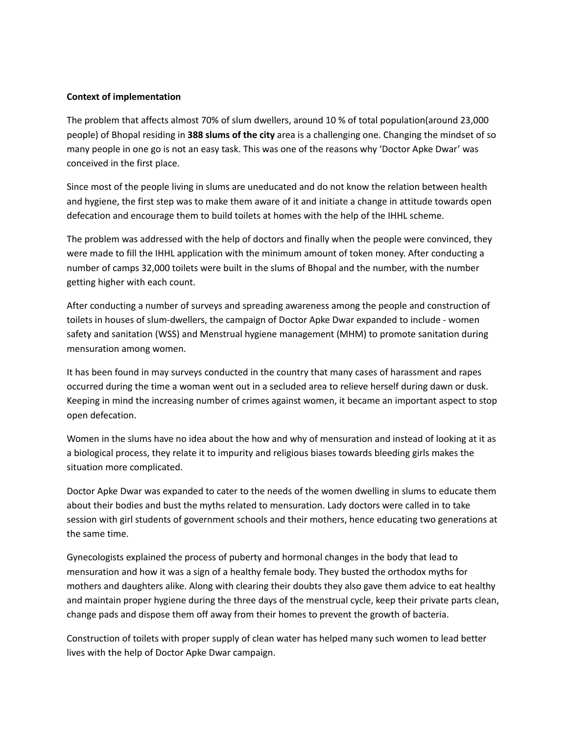**Context of implementation**

The problem that affects almost 70% of slum dwellers, around 10 % of total population(around 23,000 people) of Bhopal residing in **388 slums of the city** area is a challenging one. Changing the mindset of so many people in one go is not an easy task. This was one of the reasons why 'Doctor Apke Dwar' was conceived in the first place.

Since most of the people living in slums are uneducated and do not know the relation between health and hygiene, the first step was to make them aware of it and initiate a change in attitude towards open defecation and encourage them to build toilets at homes with the help of the IHHL scheme.

The problem was addressed with the help of doctors and finally when the people were convinced, they were made to fill the IHHL application with the minimum amount of token money. After conducting a number of camps 32,000 toilets were built in the slums of Bhopal and the number, with the number getting higher with each count.

After conducting a number of surveys and spreading awareness among the people and construction of toilets in houses of slum-dwellers, the campaign of Doctor Apke Dwar expanded to include - women safety and sanitation (WSS) and Menstrual hygiene management (MHM) to promote sanitation during mensuration among women.

It has been found in may surveys conducted in the country that many cases of harassment and rapes occurred during the time a woman went out in a secluded area to relieve herself during dawn or dusk. Keeping in mind the increasing number of crimes against women, it became an important aspect to stop open defecation.

Women in the slums have no idea about the how and why of mensuration and instead of looking at it as a biological process, they relate it to impurity and religious biases towards bleeding girls makes the situation more complicated.

Doctor Apke Dwar was expanded to cater to the needs of the women dwelling in slums to educate them about their bodies and bust the myths related to mensuration. Lady doctors were called in to take session with girl students of government schools and their mothers, hence educating two generations at the same time.

Gynecologists explained the process of puberty and hormonal changes in the body that lead to mensuration and how it was a sign of a healthy female body. They busted the orthodox myths for mothers and daughters alike. Along with clearing their doubts they also gave them advice to eat healthy and maintain proper hygiene during the three days of the menstrual cycle, keep their private parts clean, change pads and dispose them off away from their homes to prevent the growth of bacteria.

Construction of toilets with proper supply of clean water has helped many such women to lead better lives with the help of Doctor Apke Dwar campaign.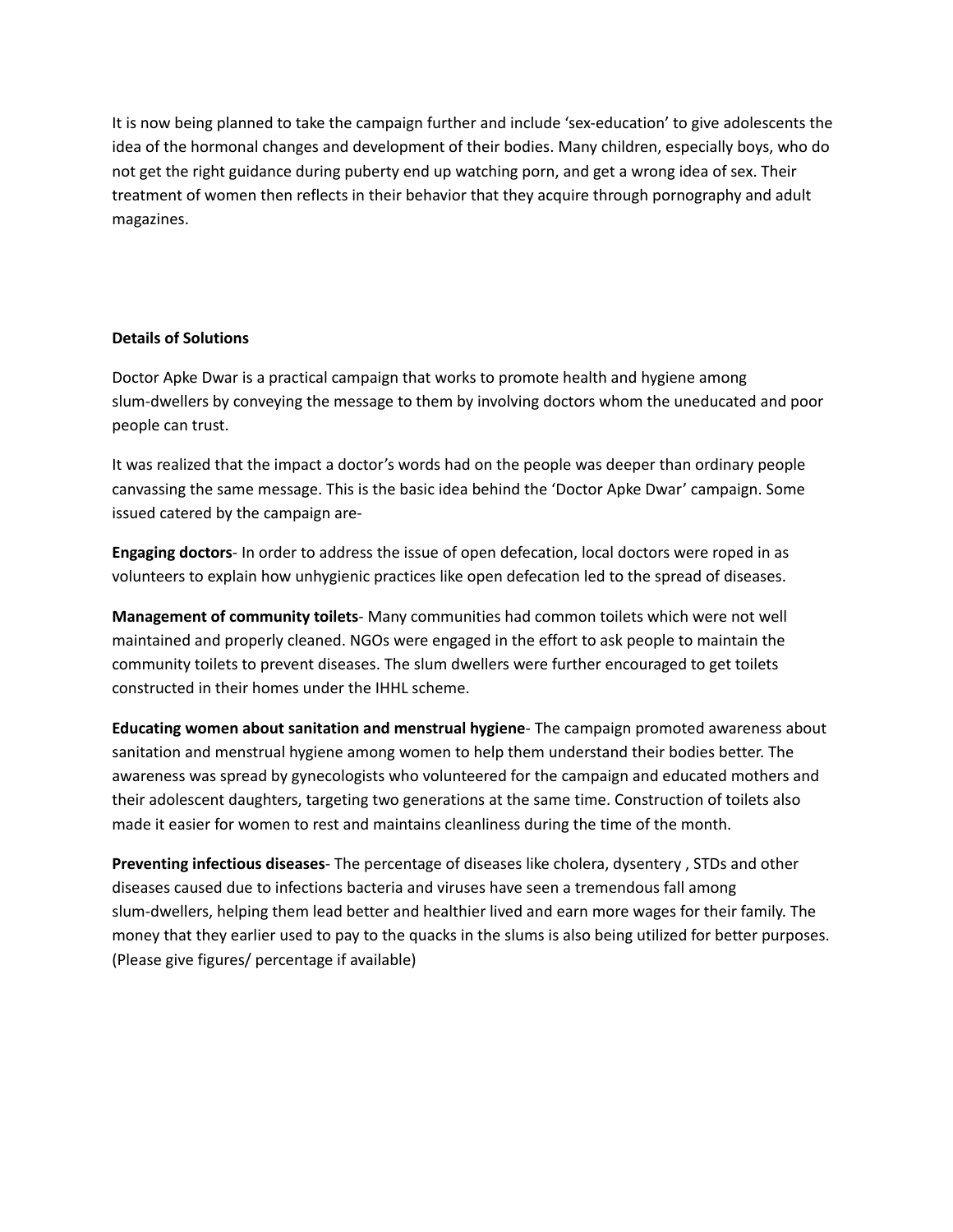It is now being planned to take the campaign further and include 'sex-education' to give adolescents the idea of the hormonal changes and development of their bodies. Many children, especially boys, who do not get the right guidance during puberty end up watching porn, and get a wrong idea of sex. Their treatment of women then reflects in their behavior that they acquire through pornography and adult magazines.

**Details of Solutions**

Doctor Apke Dwar is a practical campaign that works to promote health and hygiene among slum-dwellers by conveying the message to them by involving doctors whom the uneducated and poor people can trust.

It was realized that the impact a doctor's words had on the people was deeper than ordinary people canvassing the same message. This is the basic idea behind the 'Doctor Apke Dwar' campaign. Some issued catered by the campaign are-

**Engaging doctors**- In order to address the issue of open defecation, local doctors were roped in as volunteers to explain how unhygienic practices like open defecation led to the spread of diseases.

**Management of community toilets**- Many communities had common toilets which were not well maintained and properly cleaned. NGOs were engaged in the effort to ask people to maintain the community toilets to prevent diseases. The slum dwellers were further encouraged to get toilets constructed in their homes under the IHHL scheme.

**Educating women about sanitation and menstrual hygiene**- The campaign promoted awareness about sanitation and menstrual hygiene among women to help them understand their bodies better. The awareness was spread by gynecologists who volunteered for the campaign and educated mothers and their adolescent daughters, targeting two generations at the same time. Construction of toilets also made it easier for women to rest and maintains cleanliness during the time of the month.

**Preventing infectious diseases**- The percentage of diseases like cholera, dysentery , STDs and other diseases caused due to infections bacteria and viruses have seen a tremendous fall among slum-dwellers, helping them lead better and healthier lived and earn more wages for their family. The money that they earlier used to pay to the quacks in the slums is also being utilized for better purposes. (Please give figures/ percentage if available)